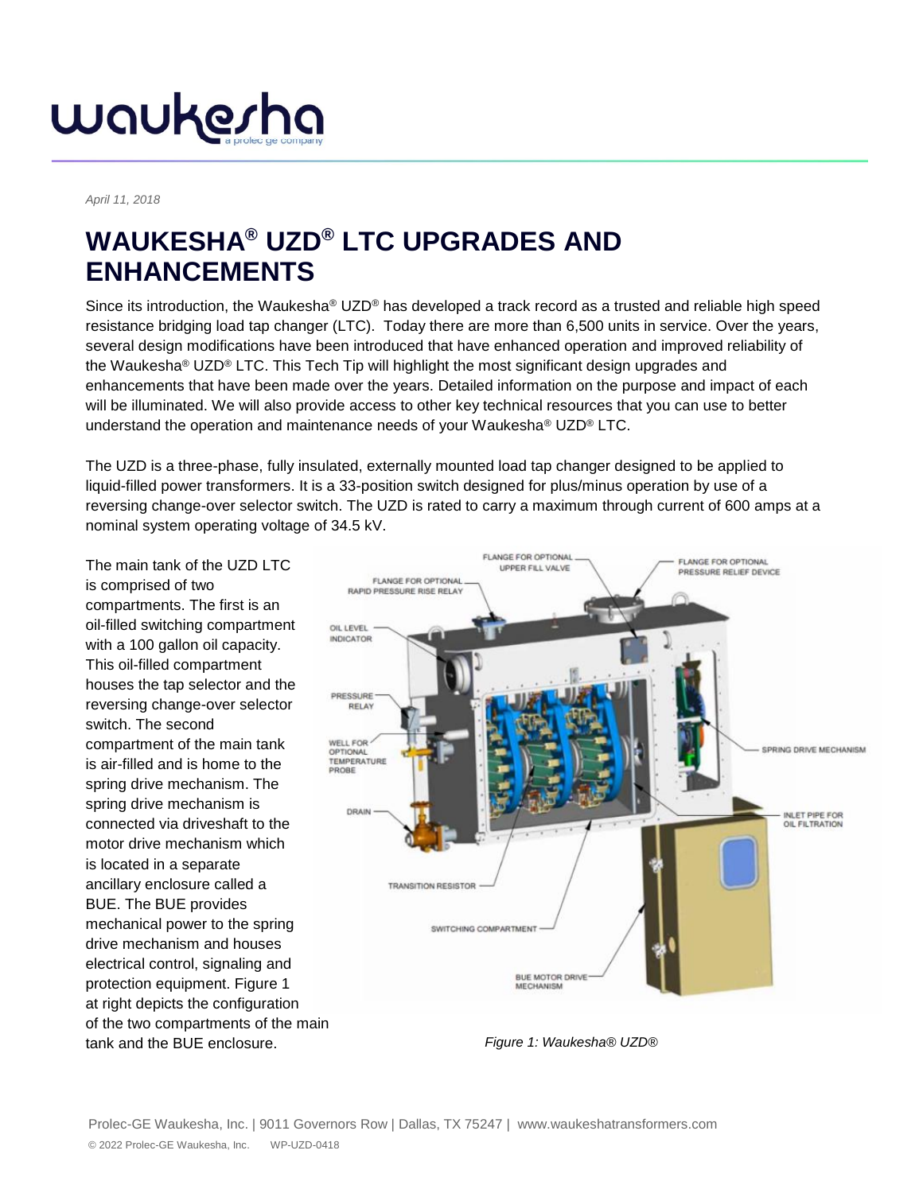April 11, 2018

# WAUKESHA® UZD® LTC UPGRADES AND ENHANCEMENTS

Since its introduction, the Waukesha® UZD® has developed a track record as a trusted and reliable high speed resistance bridging load tap changer (LTC). Today there are more than 6,500 units in service. Over the years, several design modifications have been introduced that have enhanced operation and improved reliability of the Waukesha® UZD® LTC. This Tech Tip will highlight the most significant design upgrades and enhancements that have been made over the years. Detailed information on the purpose and impact of each will be illuminated. We will also provide access to other key technical resources that you can use to better understand the operation and maintenance needs of your Waukesha® UZD® LTC.

The UZD is a three-phase, fully insulated, externally mounted load tap changer designed to be applied to liquid-filled power transformers. It is a 33-position switch designed for plus/minus operation by use of a reversing change-over selector switch. The UZD is rated to carry a maximum through current of 600 amps at a nominal system operating voltage of 34.5 kV.

The main tank of the UZD LTC is comprised of two compartments. The first is an oil-filled switching compartment with a 100 gallon oil capacity. This oil-filled compartment houses the tap selector and the reversing change-over selector switch. The second compartment of the main tank is air-filled and is home to the spring drive mechanism. The spring drive mechanism is connected via driveshaft to the motor drive mechanism which is located in a separate ancillary enclosure called a BUE. The BUE provides mechanical power to the spring drive mechanism and houses electrical control, signaling and protection equipment. Figure 1 at right depicts the configuration of the two compartments of the main tank and the BUE enclosure.

*Figure 1: Waukesha® UZD®*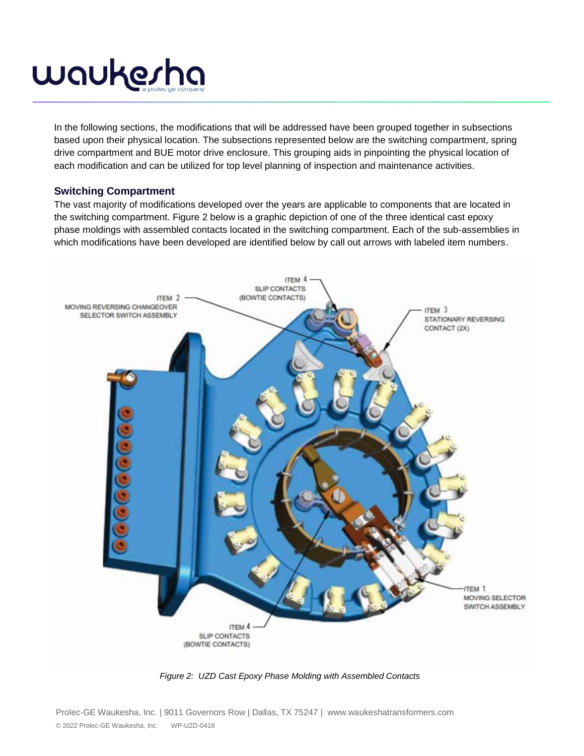In the following sections, the modifications that will be addressed have been grouped together in subsections based upon their physical location. The subsections represented below are the switching compartment, spring drive compartment and BUE motor drive enclosure. This grouping aids in pinpointing the physical location of each modification and can be utilized for top level planning of inspection and maintenance activities.

### Switching Compartment

The vast majority of modifications developed over the years are applicable to components that are located in the switching compartment. Figure 2 below is a graphic depiction of one of the three identical cast epoxy phase moldings with assembled contacts located in the switching compartment. Each of the sub-assemblies in which modifications have been developed are identified below by call out arrows with labeled item numbers.

*Figure 2: UZD Cast Epoxy Phase Molding with Assembled Contacts*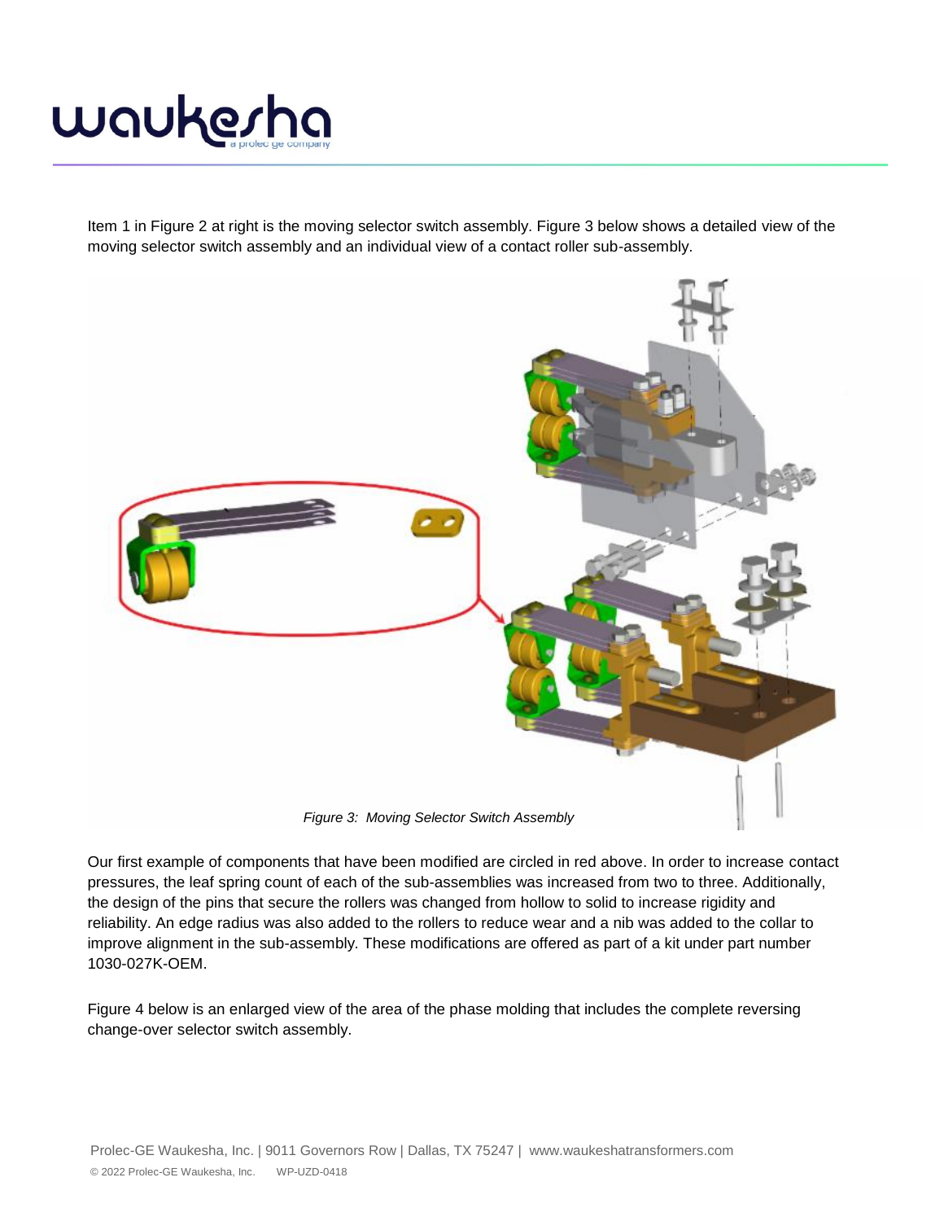Item 1 in Figure 2 at right is the moving selector switch assembly. Figure 3 below shows a detailed view of the moving selector switch assembly and an individual view of a contact roller sub-assembly.

*Figure 3: Moving Selector Switch Assembly*

Our first example of components that have been modified are circled in red above. In order to increase contact pressures, the leaf spring count of each of the sub-assemblies was increased from two to three. Additionally, the design of the pins that secure the rollers was changed from hollow to solid to increase rigidity and reliability. An edge radius was also added to the rollers to reduce wear and a nib was added to the collar to improve alignment in the sub-assembly. These modifications are offered as part of a kit under part number 1030-027K-OEM.

Figure 4 below is an enlarged view of the area of the phase molding that includes the complete reversing change-over selector switch assembly.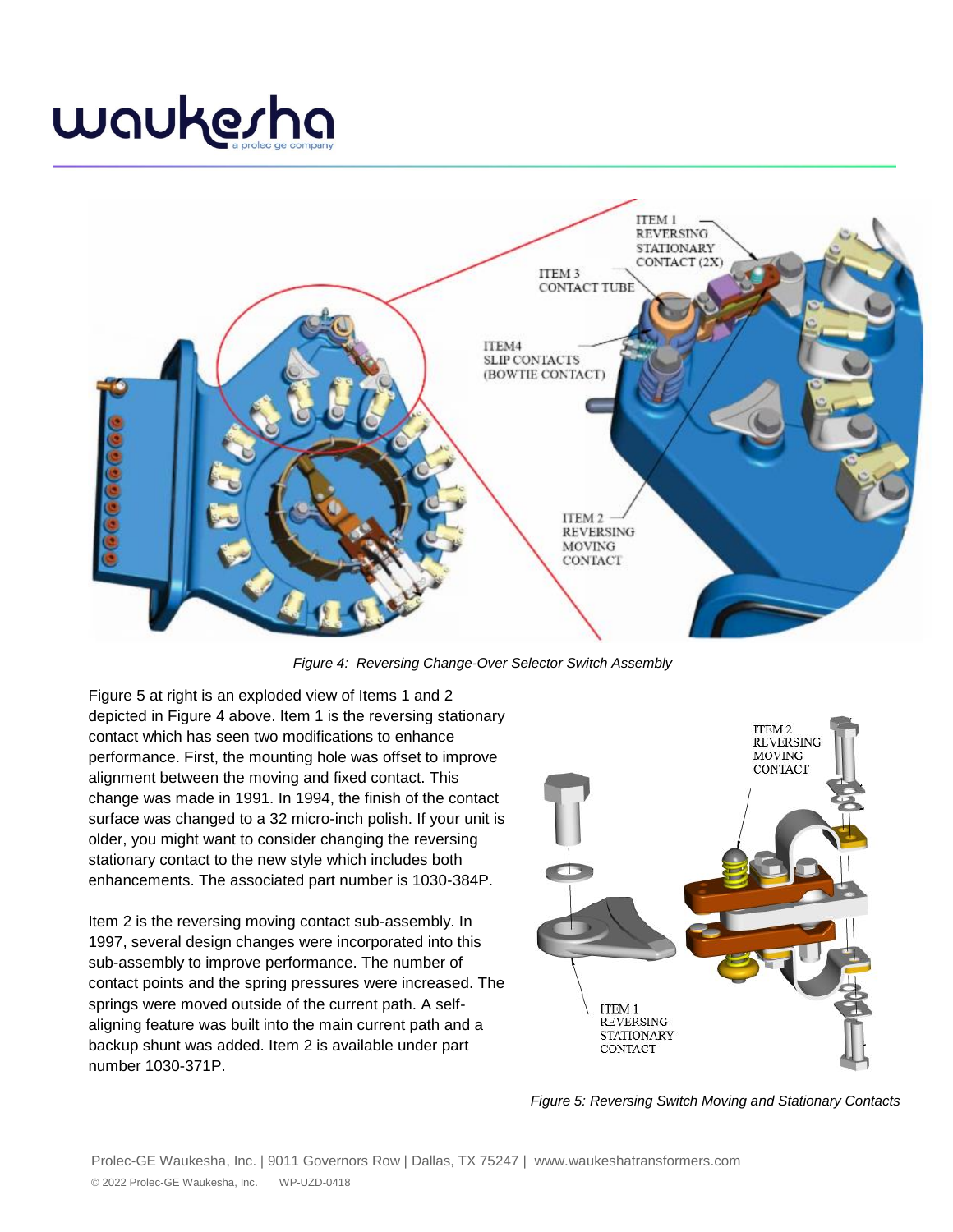*Figure 4: Reversing Change-Over Selector Switch Assembly*

Figure 5 at right is an exploded view of Items 1 and 2 depicted in Figure 4 above. Item 1 is the reversing stationary contact which has seen two modifications to enhance performance. First, the mounting hole was offset to improve alignment between the moving and fixed contact. This change was made in 1991. In 1994, the finish of the contact surface was changed to a 32 micro-inch polish. If your unit is older, you might want to consider changing the reversing stationary contact to the new style which includes both enhancements. The associated part number is 1030-384P.

Item 2 is the reversing moving contact sub-assembly. In 1997, several design changes were incorporated into this sub-assembly to improve performance. The number of contact points and the spring pressures were increased. The springs were moved outside of the current path. A self-aligning feature was built into the main current path and a backup shunt was added. Item 2 is available under part number 1030-371P.

*Figure 5: Reversing Switch Moving and Stationary Contacts*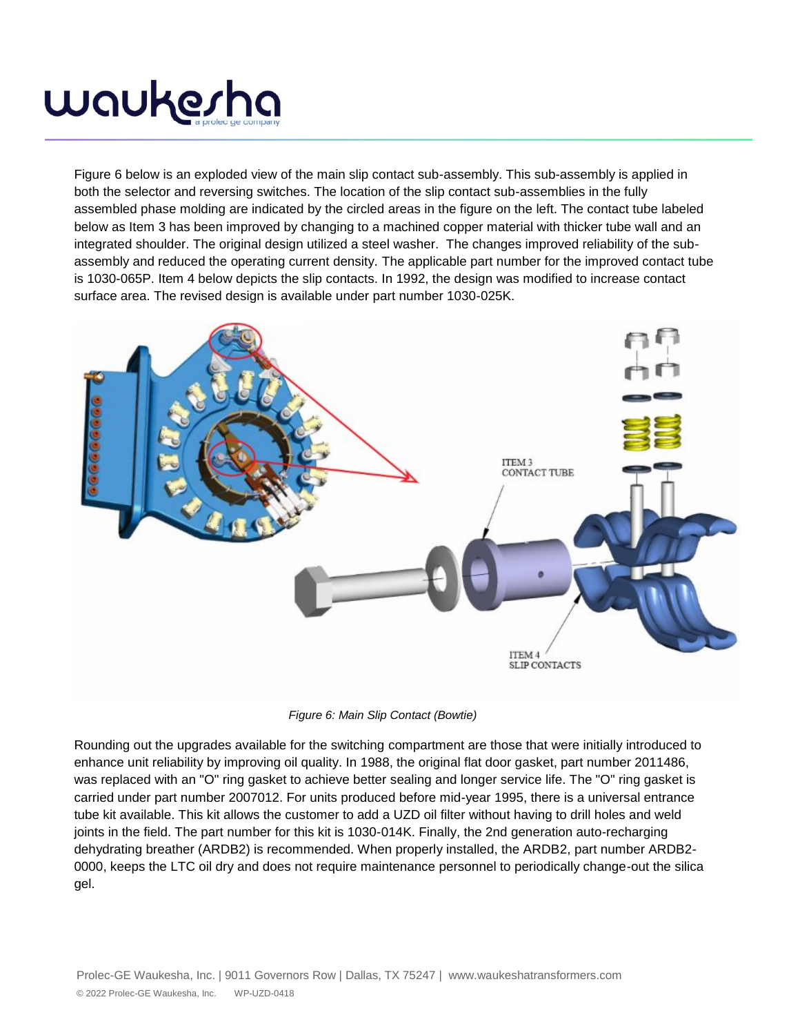Figure 6 below is an exploded view of the main slip contact sub-assembly. This sub-assembly is applied in both the selector and reversing switches. The location of the slip contact sub-assemblies in the fully assembled phase molding are indicated by the circled areas in the figure on the left. The contact tube labeled below as Item 3 has been improved by changing to a machined copper material with thicker tube wall and an integrated shoulder. The original design utilized a steel washer. The changes improved reliability of the sub-assembly and reduced the operating current density. The applicable part number for the improved contact tube is 1030-065P. Item 4 below depicts the slip contacts. In 1992, the design was modified to increase contact surface area. The revised design is available under part number 1030-025K.

*Figure 6: Main Slip Contact (Bowtie)*

Rounding out the upgrades available for the switching compartment are those that were initially introduced to enhance unit reliability by improving oil quality. In 1988, the original flat door gasket, part number 2011486, was replaced with an "O" ring gasket to achieve better sealing and longer service life. The "O" ring gasket is carried under part number 2007012. For units produced before mid-year 1995, there is a universal entrance tube kit available. This kit allows the customer to add a UZD oil filter without having to drill holes and weld joints in the field. The part number for this kit is 1030-014K. Finally, the 2nd generation auto-recharging dehydrating breather (ARDB2) is recommended. When properly installed, the ARDB2, part number ARDB2-0000, keeps the LTC oil dry and does not require maintenance personnel to periodically change-out the silica gel.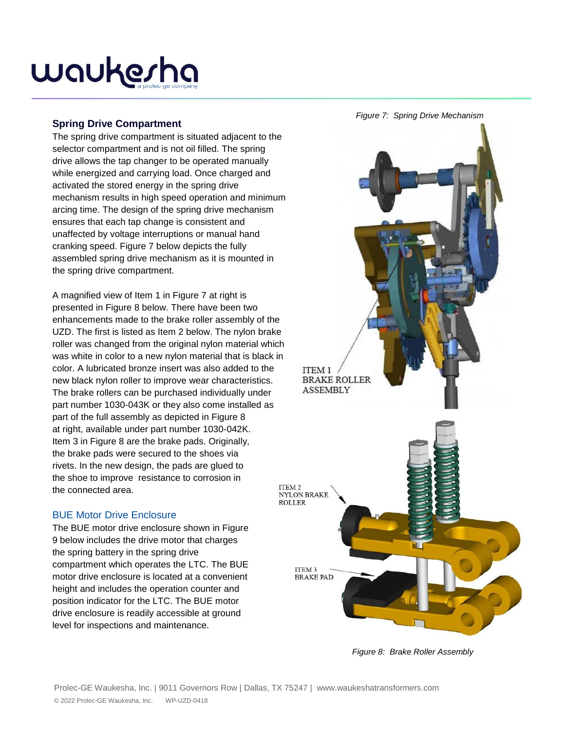## Spring Drive Compartment

The spring drive compartment is situated adjacent to the selector compartment and is not oil filled. The spring drive allows the tap changer to be operated manually while energized and carrying load. Once charged and activated the stored energy in the spring drive mechanism results in high speed operation and minimum arcing time. The design of the spring drive mechanism ensures that each tap change is consistent and unaffected by voltage interruptions or manual hand cranking speed. Figure 7 below depicts the fully assembled spring drive mechanism as it is mounted in the spring drive compartment.

A magnified view of Item 1 in Figure 7 at right is presented in Figure 8 below. There have been two enhancements made to the brake roller assembly of the UZD. The first is listed as Item 2 below. The nylon brake roller was changed from the original nylon material which was white in color to a new nylon material that is black in color. A lubricated bronze insert was also added to the new black nylon roller to improve wear characteristics. The brake rollers can be purchased individually under part number 1030-043K or they also come installed as part of the full assembly as depicted in Figure 8 at right, available under part number 1030-042K. Item 3 in Figure 8 are the brake pads. Originally, the brake pads were secured to the shoes via rivets. In the new design, the pads are glued to the shoe to improve resistance to corrosion in the connected area.

### BUE Motor Drive Enclosure

The BUE motor drive enclosure shown in Figure 9 below includes the drive motor that charges the spring battery in the spring drive compartment which operates the LTC. The BUE motor drive enclosure is located at a convenient height and includes the operation counter and position indicator for the LTC. The BUE motor drive enclosure is readily accessible at ground level for inspections and maintenance.

*Figure 7: Spring Drive Mechanism*

ITEM 1
BRAKE ROLLER
ASSEMBLY

ITEM 2
NYLON BRAKE
ROLLER

ITEM 3
BRAKE PAD

*Figure 8: Brake Roller Assembly*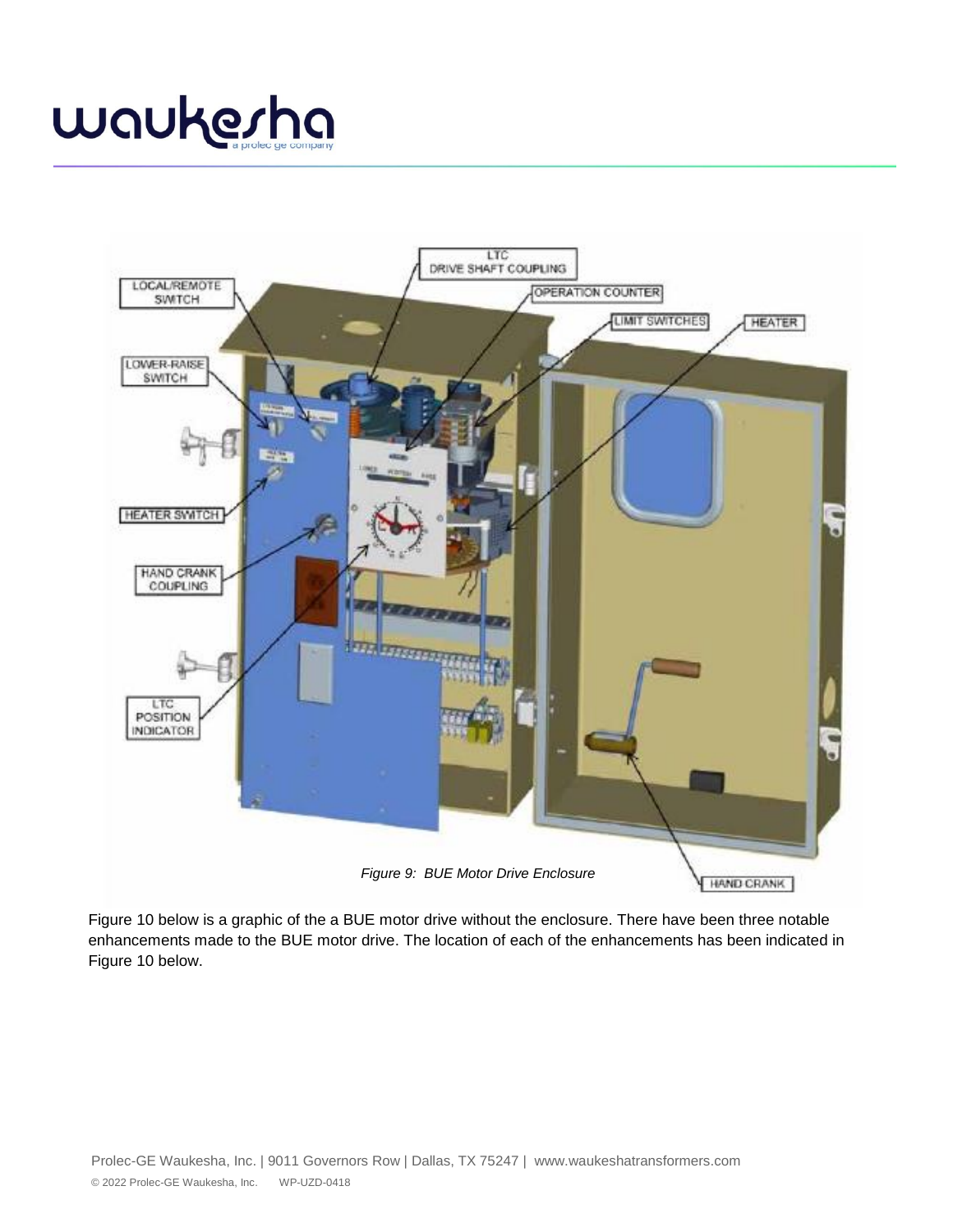LTC DRIVE SHAFT COUPLING

LOCAL/REMOTE SWITCH

OPERATION COUNTER

LIMIT SWITCHES

HEATER

LOWER-RAISE SWITCH

HEATER SWITCH

HAND CRANK COUPLING

LTC POSITION INDICATOR

HAND CRANK

*Figure 9: BUE Motor Drive Enclosure*

Figure 10 below is a graphic of the a BUE motor drive without the enclosure. There have been three notable enhancements made to the BUE motor drive. The location of each of the enhancements has been indicated in Figure 10 below.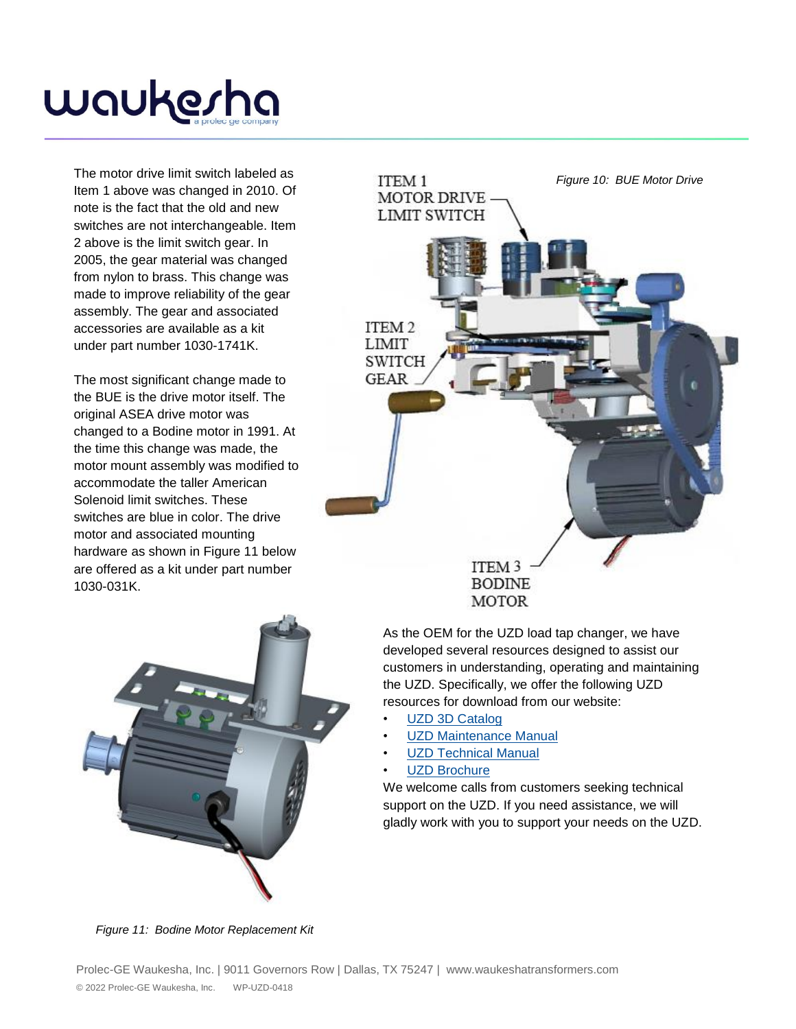The motor drive limit switch labeled as Item 1 above was changed in 2010. Of note is the fact that the old and new switches are not interchangeable. Item 2 above is the limit switch gear. In 2005, the gear material was changed from nylon to brass. This change was made to improve reliability of the gear assembly. The gear and associated accessories are available as a kit under part number 1030-1741K.

The most significant change made to the BUE is the drive motor itself. The original ASEA drive motor was changed to a Bodine motor in 1991. At the time this change was made, the motor mount assembly was modified to accommodate the taller American Solenoid limit switches. These switches are blue in color. The drive motor and associated mounting hardware as shown in Figure 11 below are offered as a kit under part number 1030-031K.

ITEM 1 MOTOR DRIVE LIMIT SWITCH

ITEM 2 LIMIT SWITCH GEAR

ITEM 3 BODINE MOTOR

*Figure 10: BUE Motor Drive*

*Figure 11: Bodine Motor Replacement Kit*

As the OEM for the UZD load tap changer, we have developed several resources designed to assist our customers in understanding, operating and maintaining the UZD. Specifically, we offer the following UZD resources for download from our website:

- UZD 3D Catalog
- UZD Maintenance Manual
- UZD Technical Manual
- UZD Brochure

We welcome calls from customers seeking technical support on the UZD. If you need assistance, we will gladly work with you to support your needs on the UZD.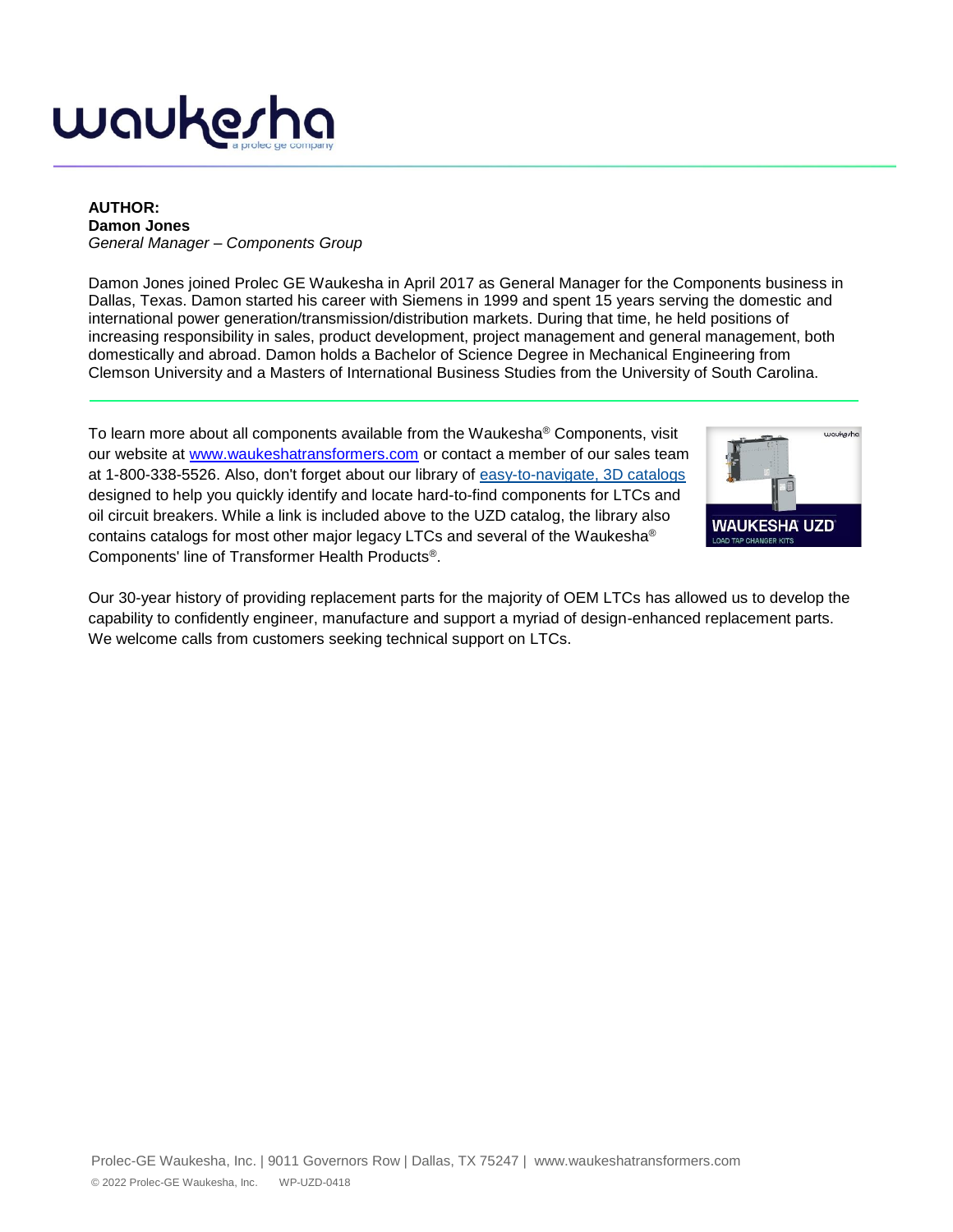**AUTHOR:**
**Damon Jones**
*General Manager – Components Group*

Damon Jones joined Prolec GE Waukesha in April 2017 as General Manager for the Components business in Dallas, Texas. Damon started his career with Siemens in 1999 and spent 15 years serving the domestic and international power generation/transmission/distribution markets. During that time, he held positions of increasing responsibility in sales, product development, project management and general management, both domestically and abroad. Damon holds a Bachelor of Science Degree in Mechanical Engineering from Clemson University and a Masters of International Business Studies from the University of South Carolina.

To learn more about all components available from the Waukesha® Components, visit our website at www.waukeshatransformers.com or contact a member of our sales team at 1-800-338-5526. Also, don't forget about our library of easy-to-navigate, 3D catalogs designed to help you quickly identify and locate hard-to-find components for LTCs and oil circuit breakers. While a link is included above to the UZD catalog, the library also contains catalogs for most other major legacy LTCs and several of the Waukesha® Components' line of Transformer Health Products®.

Our 30-year history of providing replacement parts for the majority of OEM LTCs has allowed us to develop the capability to confidently engineer, manufacture and support a myriad of design-enhanced replacement parts. We welcome calls from customers seeking technical support on LTCs.

Prolec-GE Waukesha, Inc. | 9011 Governors Row | Dallas, TX 75247 | www.waukeshatransformers.com

© 2022 Prolec-GE Waukesha, Inc. WP-UZD-0418